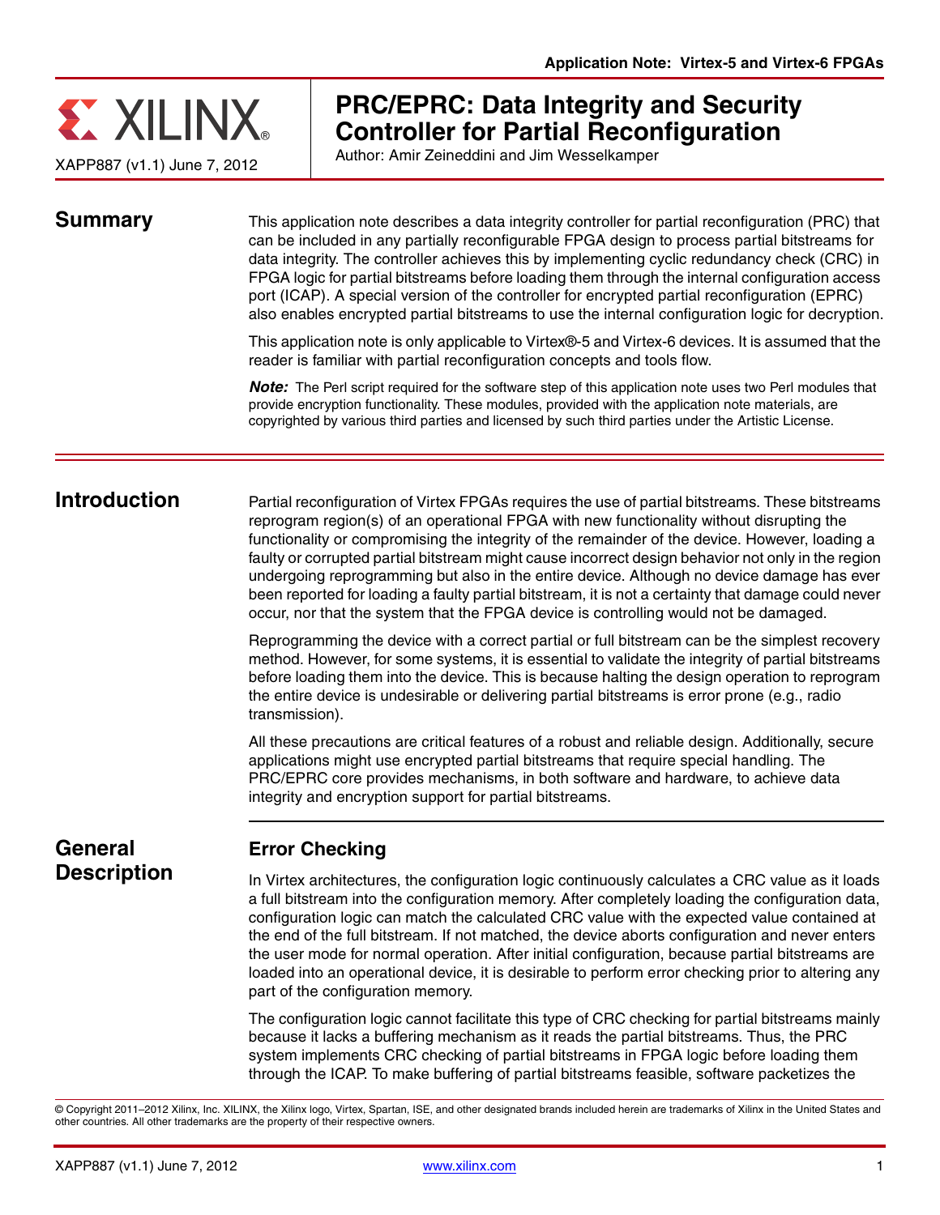Application Note: Virtex-5 and Virtex-6 FPGAs

XAPP887 (v1.1) June 7, 2012

# PRC/EPRC: Data Integrity and Security Controller for Partial Reconfiguration

Author: Amir Zeineddini and Jim Wesselkamper

## Summary

This application note describes a data integrity controller for partial reconfiguration (PRC) that can be included in any partially reconfigurable FPGA design to process partial bitstreams for data integrity. The controller achieves this by implementing cyclic redundancy check (CRC) in FPGA logic for partial bitstreams before loading them through the internal configuration access port (ICAP). A special version of the controller for encrypted partial reconfiguration (EPRC) also enables encrypted partial bitstreams to use the internal configuration logic for decryption.

This application note is only applicable to Virtex®-5 and Virtex-6 devices. It is assumed that the reader is familiar with partial reconfiguration concepts and tools flow.

***Note:*** The Perl script required for the software step of this application note uses two Perl modules that provide encryption functionality. These modules, provided with the application note materials, are copyrighted by various third parties and licensed by such third parties under the Artistic License.

## Introduction

Partial reconfiguration of Virtex FPGAs requires the use of partial bitstreams. These bitstreams reprogram region(s) of an operational FPGA with new functionality without disrupting the functionality or compromising the integrity of the remainder of the device. However, loading a faulty or corrupted partial bitstream might cause incorrect design behavior not only in the region undergoing reprogramming but also in the entire device. Although no device damage has ever been reported for loading a faulty partial bitstream, it is not a certainty that damage could never occur, nor that the system that the FPGA device is controlling would not be damaged.

Reprogramming the device with a correct partial or full bitstream can be the simplest recovery method. However, for some systems, it is essential to validate the integrity of partial bitstreams before loading them into the device. This is because halting the design operation to reprogram the entire device is undesirable or delivering partial bitstreams is error prone (e.g., radio transmission).

All these precautions are critical features of a robust and reliable design. Additionally, secure applications might use encrypted partial bitstreams that require special handling. The PRC/EPRC core provides mechanisms, in both software and hardware, to achieve data integrity and encryption support for partial bitstreams.

## General Description

### Error Checking

In Virtex architectures, the configuration logic continuously calculates a CRC value as it loads a full bitstream into the configuration memory. After completely loading the configuration data, configuration logic can match the calculated CRC value with the expected value contained at the end of the full bitstream. If not matched, the device aborts configuration and never enters the user mode for normal operation. After initial configuration, because partial bitstreams are loaded into an operational device, it is desirable to perform error checking prior to altering any part of the configuration memory.

The configuration logic cannot facilitate this type of CRC checking for partial bitstreams mainly because it lacks a buffering mechanism as it reads the partial bitstreams. Thus, the PRC system implements CRC checking of partial bitstreams in FPGA logic before loading them through the ICAP. To make buffering of partial bitstreams feasible, software packetizes the

© Copyright 2011–2012 Xilinx, Inc. XILINX, the Xilinx logo, Virtex, Spartan, ISE, and other designated brands included herein are trademarks of Xilinx in the United States and other countries. All other trademarks are the property of their respective owners.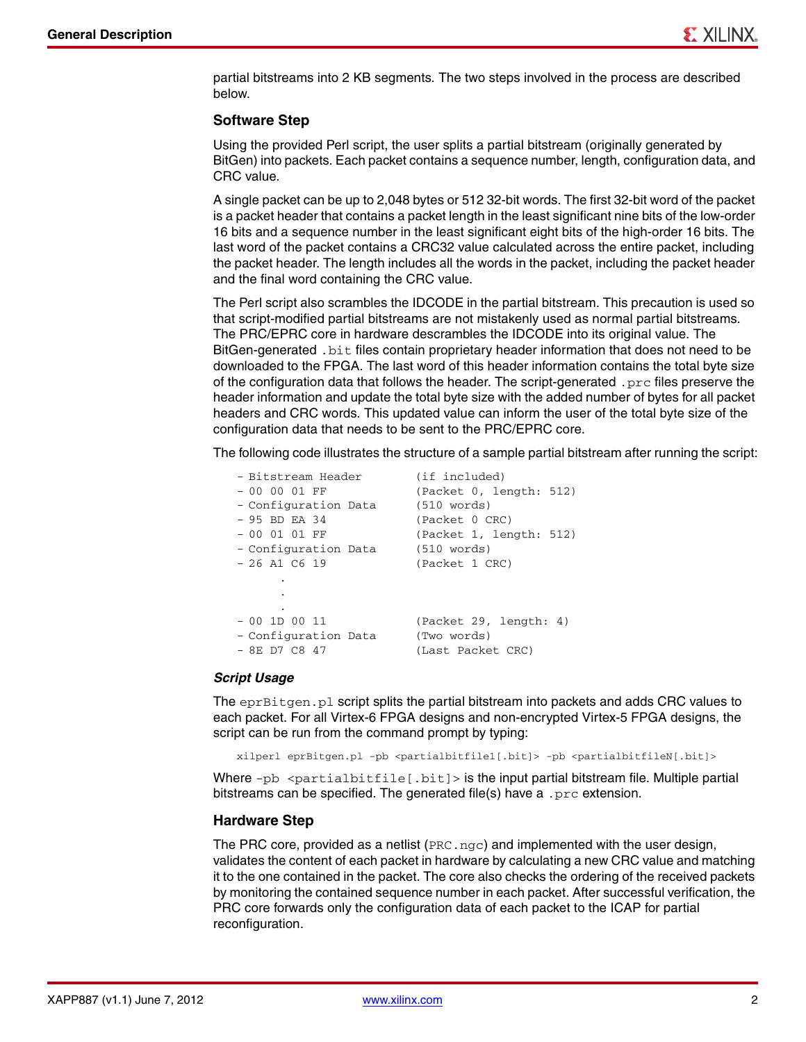partial bitstreams into 2 KB segments. The two steps involved in the process are described below.

### Software Step

Using the provided Perl script, the user splits a partial bitstream (originally generated by BitGen) into packets. Each packet contains a sequence number, length, configuration data, and CRC value.

A single packet can be up to 2,048 bytes or 512 32-bit words. The first 32-bit word of the packet is a packet header that contains a packet length in the least significant nine bits of the low-order 16 bits and a sequence number in the least significant eight bits of the high-order 16 bits. The last word of the packet contains a CRC32 value calculated across the entire packet, including the packet header. The length includes all the words in the packet, including the packet header and the final word containing the CRC value.

The Perl script also scrambles the IDCODE in the partial bitstream. This precaution is used so that script-modified partial bitstreams are not mistakenly used as normal partial bitstreams. The PRC/EPRC core in hardware descrambles the IDCODE into its original value. The BitGen-generated `.bit` files contain proprietary header information that does not need to be downloaded to the FPGA. The last word of this header information contains the total byte size of the configuration data that follows the header. The script-generated `.prc` files preserve the header information and update the total byte size with the added number of bytes for all packet headers and CRC words. This updated value can inform the user of the total byte size of the configuration data that needs to be sent to the PRC/EPRC core.

The following code illustrates the structure of a sample partial bitstream after running the script:

```
- Bitstream Header        (if included)
- 00 00 01 FF             (Packet 0, length: 512)
- Configuration Data      (510 words)
- 95 BD EA 34             (Packet 0 CRC)
- 00 01 01 FF             (Packet 1, length: 512)
- Configuration Data      (510 words)
- 26 A1 C6 19             (Packet 1 CRC)
        .
        .
        .
- 00 1D 00 11             (Packet 29, length: 4)
- Configuration Data      (Two words)
- 8E D7 C8 47             (Last Packet CRC)
```

#### *Script Usage*

The `eprBitgen.pl` script splits the partial bitstream into packets and adds CRC values to each packet. For all Virtex-6 FPGA designs and non-encrypted Virtex-5 FPGA designs, the script can be run from the command prompt by typing:

```
xilperl eprBitgen.pl -pb <partialbitfile1[.bit]> -pb <partialbitfileN[.bit]>
```

Where `-pb <partialbitfile[.bit]>` is the input partial bitstream file. Multiple partial bitstreams can be specified. The generated file(s) have a `.prc` extension.

### Hardware Step

The PRC core, provided as a netlist (`PRC.ngc`) and implemented with the user design, validates the content of each packet in hardware by calculating a new CRC value and matching it to the one contained in the packet. The core also checks the ordering of the received packets by monitoring the contained sequence number in each packet. After successful verification, the PRC core forwards only the configuration data of each packet to the ICAP for partial reconfiguration.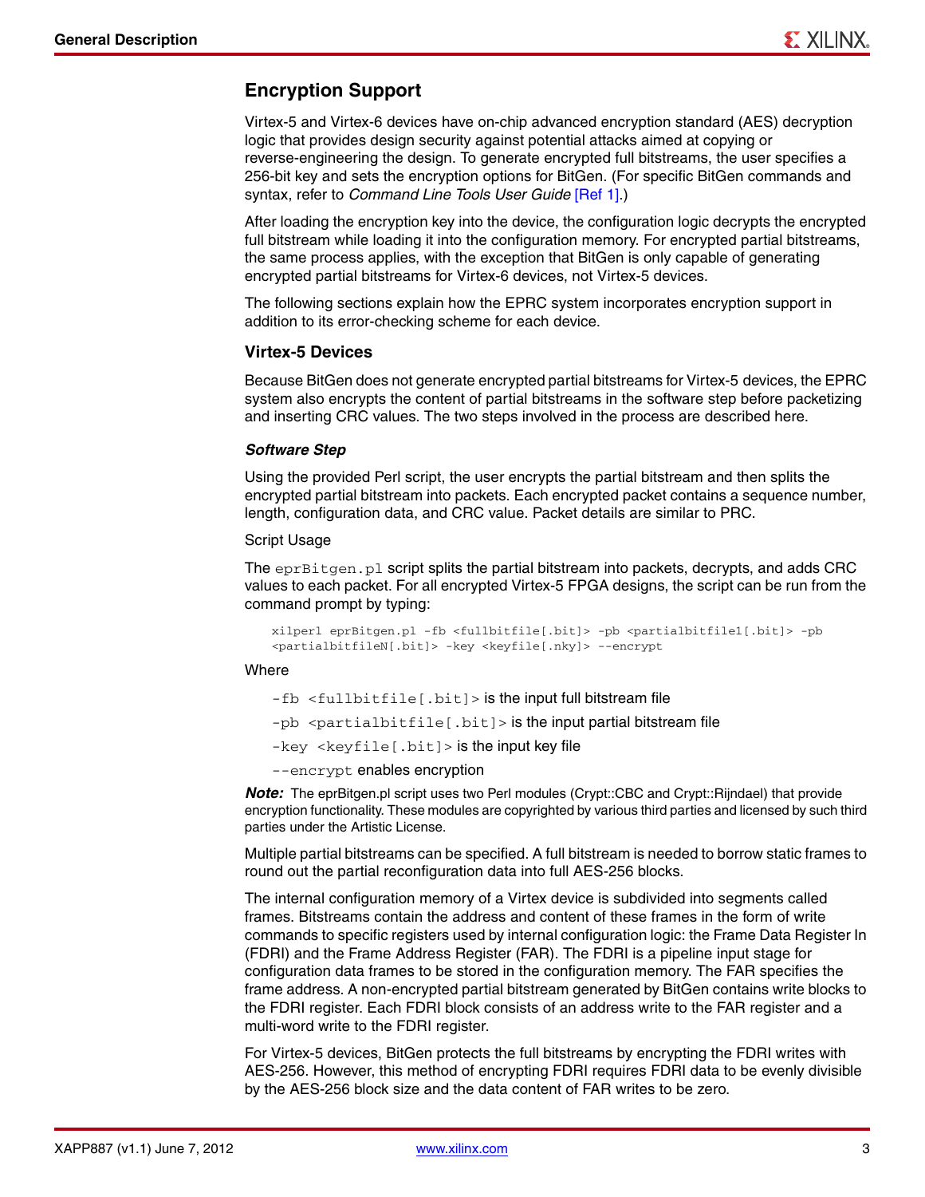## Encryption Support

Virtex-5 and Virtex-6 devices have on-chip advanced encryption standard (AES) decryption logic that provides design security against potential attacks aimed at copying or reverse-engineering the design. To generate encrypted full bitstreams, the user specifies a 256-bit key and sets the encryption options for BitGen. (For specific BitGen commands and syntax, refer to *Command Line Tools User Guide* [Ref 1].)

After loading the encryption key into the device, the configuration logic decrypts the encrypted full bitstream while loading it into the configuration memory. For encrypted partial bitstreams, the same process applies, with the exception that BitGen is only capable of generating encrypted partial bitstreams for Virtex-6 devices, not Virtex-5 devices.

The following sections explain how the EPRC system incorporates encryption support in addition to its error-checking scheme for each device.

### Virtex-5 Devices

Because BitGen does not generate encrypted partial bitstreams for Virtex-5 devices, the EPRC system also encrypts the content of partial bitstreams in the software step before packetizing and inserting CRC values. The two steps involved in the process are described here.

#### *Software Step*

Using the provided Perl script, the user encrypts the partial bitstream and then splits the encrypted partial bitstream into packets. Each encrypted packet contains a sequence number, length, configuration data, and CRC value. Packet details are similar to PRC.

Script Usage

The `eprBitgen.pl` script splits the partial bitstream into packets, decrypts, and adds CRC values to each packet. For all encrypted Virtex-5 FPGA designs, the script can be run from the command prompt by typing:

```
xilperl eprBitgen.pl -fb <fullbitfile[.bit]> -pb <partialbitfile1[.bit]> -pb
<partialbitfileN[.bit]> -key <keyfile[.nky]> --encrypt
```

Where

- `-fb <fullbitfile[.bit]>` is the input full bitstream file
- `-pb <partialbitfile[.bit]>` is the input partial bitstream file
- `-key <keyfile[.bit]>` is the input key file
- `--encrypt` enables encryption

***Note:*** The eprBitgen.pl script uses two Perl modules (Crypt::CBC and Crypt::Rijndael) that provide encryption functionality. These modules are copyrighted by various third parties and licensed by such third parties under the Artistic License.

Multiple partial bitstreams can be specified. A full bitstream is needed to borrow static frames to round out the partial reconfiguration data into full AES-256 blocks.

The internal configuration memory of a Virtex device is subdivided into segments called frames. Bitstreams contain the address and content of these frames in the form of write commands to specific registers used by internal configuration logic: the Frame Data Register In (FDRI) and the Frame Address Register (FAR). The FDRI is a pipeline input stage for configuration data frames to be stored in the configuration memory. The FAR specifies the frame address. A non-encrypted partial bitstream generated by BitGen contains write blocks to the FDRI register. Each FDRI block consists of an address write to the FAR register and a multi-word write to the FDRI register.

For Virtex-5 devices, BitGen protects the full bitstreams by encrypting the FDRI writes with AES-256. However, this method of encrypting FDRI requires FDRI data to be evenly divisible by the AES-256 block size and the data content of FAR writes to be zero.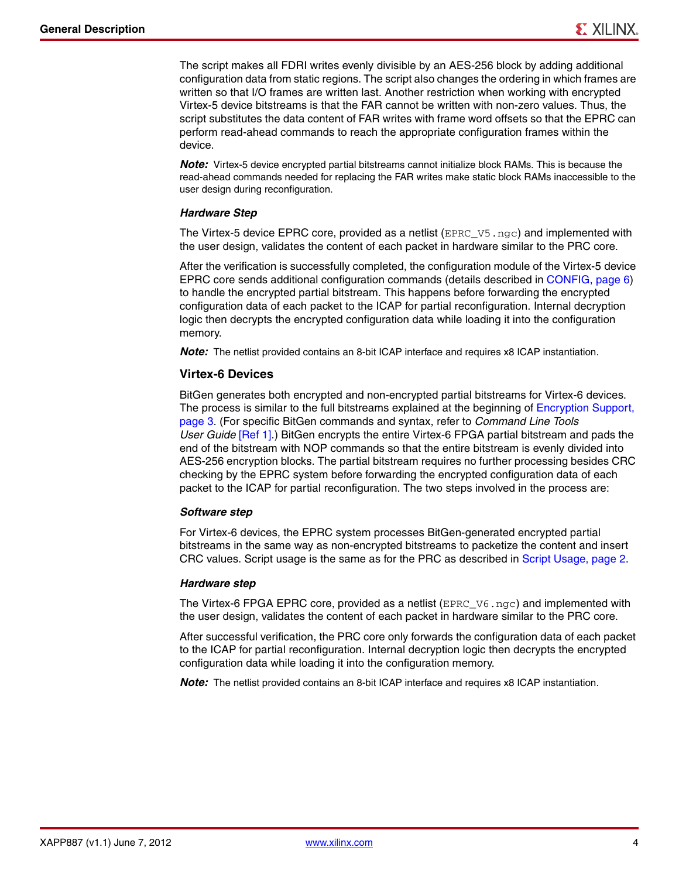The script makes all FDRI writes evenly divisible by an AES-256 block by adding additional configuration data from static regions. The script also changes the ordering in which frames are written so that I/O frames are written last. Another restriction when working with encrypted Virtex-5 device bitstreams is that the FAR cannot be written with non-zero values. Thus, the script substitutes the data content of FAR writes with frame word offsets so that the EPRC can perform read-ahead commands to reach the appropriate configuration frames within the device.

***Note:*** Virtex-5 device encrypted partial bitstreams cannot initialize block RAMs. This is because the read-ahead commands needed for replacing the FAR writes make static block RAMs inaccessible to the user design during reconfiguration.

#### *Hardware Step*

The Virtex-5 device EPRC core, provided as a netlist (`EPRC_V5.ngc`) and implemented with the user design, validates the content of each packet in hardware similar to the PRC core.

After the verification is successfully completed, the configuration module of the Virtex-5 device EPRC core sends additional configuration commands (details described in CONFIG, page 6) to handle the encrypted partial bitstream. This happens before forwarding the encrypted configuration data of each packet to the ICAP for partial reconfiguration. Internal decryption logic then decrypts the encrypted configuration data while loading it into the configuration memory.

***Note:*** The netlist provided contains an 8-bit ICAP interface and requires x8 ICAP instantiation.

### Virtex-6 Devices

BitGen generates both encrypted and non-encrypted partial bitstreams for Virtex-6 devices. The process is similar to the full bitstreams explained at the beginning of Encryption Support, page 3. (For specific BitGen commands and syntax, refer to *Command Line Tools User Guide* [Ref 1].) BitGen encrypts the entire Virtex-6 FPGA partial bitstream and pads the end of the bitstream with NOP commands so that the entire bitstream is evenly divided into AES-256 encryption blocks. The partial bitstream requires no further processing besides CRC checking by the EPRC system before forwarding the encrypted configuration data of each packet to the ICAP for partial reconfiguration. The two steps involved in the process are:

#### *Software step*

For Virtex-6 devices, the EPRC system processes BitGen-generated encrypted partial bitstreams in the same way as non-encrypted bitstreams to packetize the content and insert CRC values. Script usage is the same as for the PRC as described in Script Usage, page 2.

#### *Hardware step*

The Virtex-6 FPGA EPRC core, provided as a netlist (`EPRC_V6.ngc`) and implemented with the user design, validates the content of each packet in hardware similar to the PRC core.

After successful verification, the PRC core only forwards the configuration data of each packet to the ICAP for partial reconfiguration. Internal decryption logic then decrypts the encrypted configuration data while loading it into the configuration memory.

***Note:*** The netlist provided contains an 8-bit ICAP interface and requires x8 ICAP instantiation.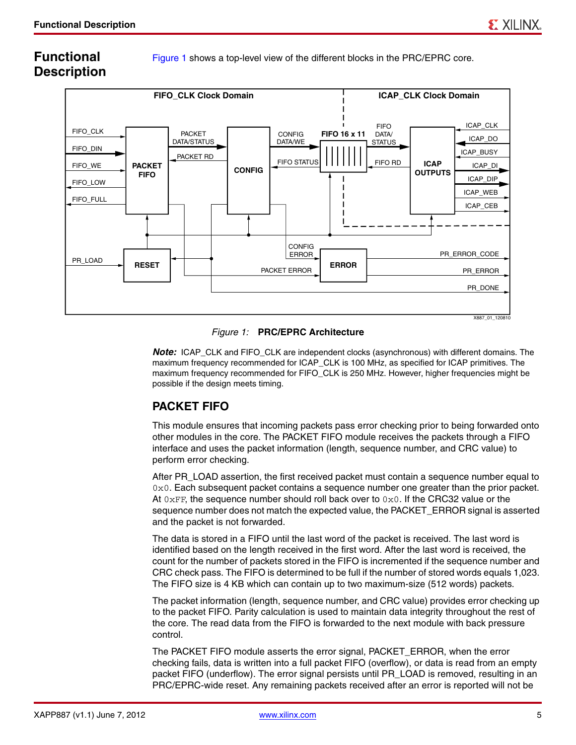## Functional Description

Figure 1 shows a top-level view of the different blocks in the PRC/EPRC core.

Figure 1: **PRC/EPRC Architecture**

***Note:*** ICAP_CLK and FIFO_CLK are independent clocks (asynchronous) with different domains. The maximum frequency recommended for ICAP_CLK is 100 MHz, as specified for ICAP primitives. The maximum frequency recommended for FIFO_CLK is 250 MHz. However, higher frequencies might be possible if the design meets timing.

### PACKET FIFO

This module ensures that incoming packets pass error checking prior to being forwarded onto other modules in the core. The PACKET FIFO module receives the packets through a FIFO interface and uses the packet information (length, sequence number, and CRC value) to perform error checking.

After PR_LOAD assertion, the first received packet must contain a sequence number equal to `0x0`. Each subsequent packet contains a sequence number one greater than the prior packet. At `0xFF`, the sequence number should roll back over to `0x0`. If the CRC32 value or the sequence number does not match the expected value, the PACKET_ERROR signal is asserted and the packet is not forwarded.

The data is stored in a FIFO until the last word of the packet is received. The last word is identified based on the length received in the first word. After the last word is received, the count for the number of packets stored in the FIFO is incremented if the sequence number and CRC check pass. The FIFO is determined to be full if the number of stored words equals 1,023. The FIFO size is 4 KB which can contain up to two maximum-size (512 words) packets.

The packet information (length, sequence number, and CRC value) provides error checking up to the packet FIFO. Parity calculation is used to maintain data integrity throughout the rest of the core. The read data from the FIFO is forwarded to the next module with back pressure control.

The PACKET FIFO module asserts the error signal, PACKET_ERROR, when the error checking fails, data is written into a full packet FIFO (overflow), or data is read from an empty packet FIFO (underflow). The error signal persists until PR_LOAD is removed, resulting in an PRC/EPRC-wide reset. Any remaining packets received after an error is reported will not be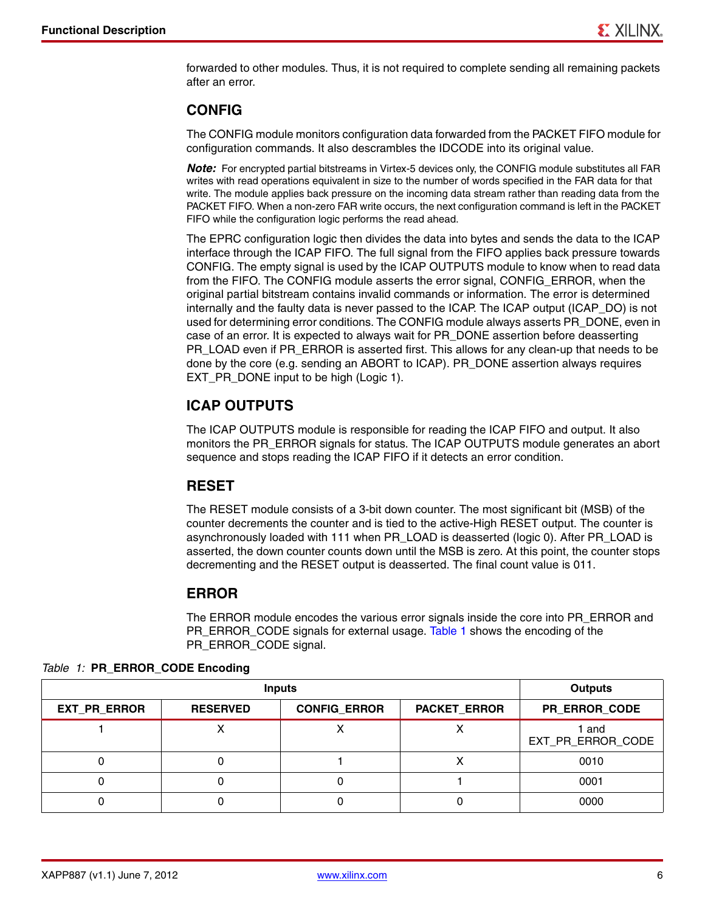forwarded to other modules. Thus, it is not required to complete sending all remaining packets after an error.

## CONFIG

The CONFIG module monitors configuration data forwarded from the PACKET FIFO module for configuration commands. It also descrambles the IDCODE into its original value.

***Note:*** For encrypted partial bitstreams in Virtex-5 devices only, the CONFIG module substitutes all FAR writes with read operations equivalent in size to the number of words specified in the FAR data for that write. The module applies back pressure on the incoming data stream rather than reading data from the PACKET FIFO. When a non-zero FAR write occurs, the next configuration command is left in the PACKET FIFO while the configuration logic performs the read ahead.

The EPRC configuration logic then divides the data into bytes and sends the data to the ICAP interface through the ICAP FIFO. The full signal from the FIFO applies back pressure towards CONFIG. The empty signal is used by the ICAP OUTPUTS module to know when to read data from the FIFO. The CONFIG module asserts the error signal, CONFIG_ERROR, when the original partial bitstream contains invalid commands or information. The error is determined internally and the faulty data is never passed to the ICAP. The ICAP output (ICAP_DO) is not used for determining error conditions. The CONFIG module always asserts PR_DONE, even in case of an error. It is expected to always wait for PR_DONE assertion before deasserting PR_LOAD even if PR_ERROR is asserted first. This allows for any clean-up that needs to be done by the core (e.g. sending an ABORT to ICAP). PR_DONE assertion always requires EXT_PR_DONE input to be high (Logic 1).

## ICAP OUTPUTS

The ICAP OUTPUTS module is responsible for reading the ICAP FIFO and output. It also monitors the PR_ERROR signals for status. The ICAP OUTPUTS module generates an abort sequence and stops reading the ICAP FIFO if it detects an error condition.

## RESET

The RESET module consists of a 3-bit down counter. The most significant bit (MSB) of the counter decrements the counter and is tied to the active-High RESET output. The counter is asynchronously loaded with 111 when PR_LOAD is deasserted (logic 0). After PR_LOAD is asserted, the down counter counts down until the MSB is zero. At this point, the counter stops decrementing and the RESET output is deasserted. The final count value is 011.

## ERROR

The ERROR module encodes the various error signals inside the core into PR_ERROR and PR_ERROR_CODE signals for external usage. Table 1 shows the encoding of the PR_ERROR_CODE signal.

*Table 1:* **PR_ERROR_CODE Encoding**

| Inputs | | | | Outputs |
|---|---|---|---|---|
| EXT_PR_ERROR | RESERVED | CONFIG_ERROR | PACKET_ERROR | PR_ERROR_CODE |
| 1 | X | X | X | 1 and EXT_PR_ERROR_CODE |
| 0 | 0 | 1 | X | 0010 |
| 0 | 0 | 0 | 1 | 0001 |
| 0 | 0 | 0 | 0 | 0000 |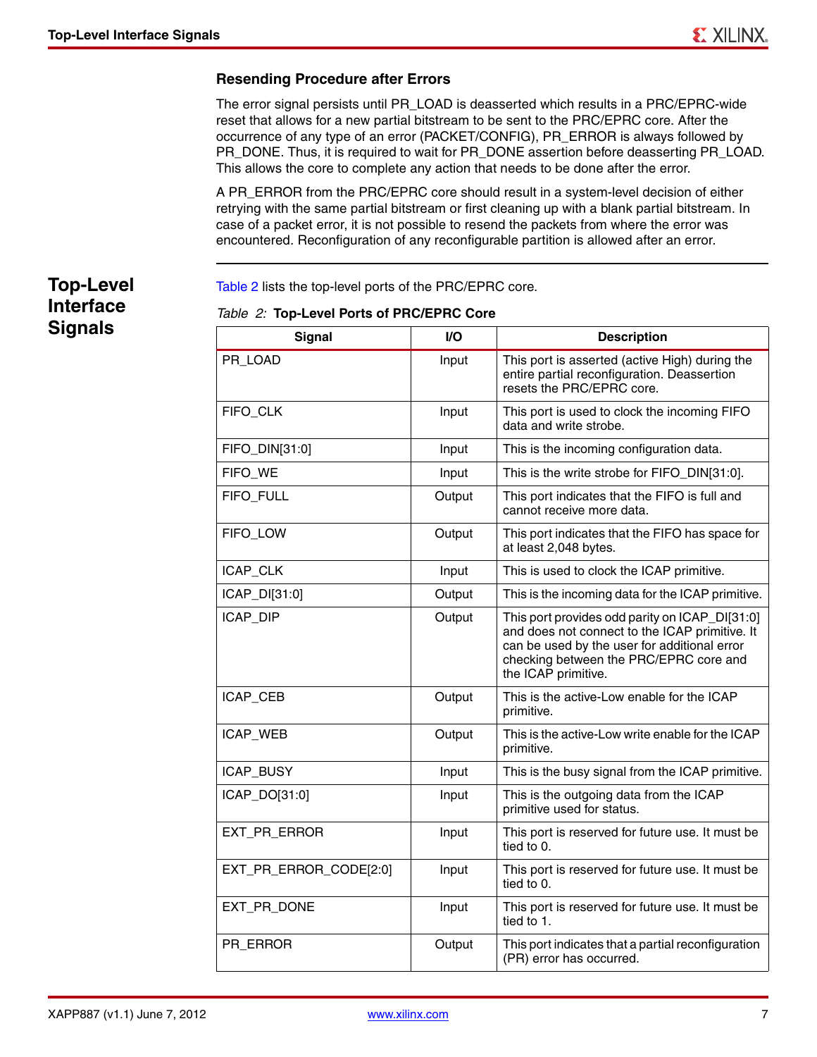### Resending Procedure after Errors

The error signal persists until PR_LOAD is deasserted which results in a PRC/EPRC-wide reset that allows for a new partial bitstream to be sent to the PRC/EPRC core. After the occurrence of any type of an error (PACKET/CONFIG), PR_ERROR is always followed by PR_DONE. Thus, it is required to wait for PR_DONE assertion before deasserting PR_LOAD. This allows the core to complete any action that needs to be done after the error.

A PR_ERROR from the PRC/EPRC core should result in a system-level decision of either retrying with the same partial bitstream or first cleaning up with a blank partial bitstream. In case of a packet error, it is not possible to resend the packets from where the error was encountered. Reconfiguration of any reconfigurable partition is allowed after an error.

## Top-Level Interface Signals

Table 2 lists the top-level ports of the PRC/EPRC core.

*Table 2:* **Top-Level Ports of PRC/EPRC Core**

| Signal | I/O | Description |
|---|---|---|
| PR_LOAD | Input | This port is asserted (active High) during the entire partial reconfiguration. Deassertion resets the PRC/EPRC core. |
| FIFO_CLK | Input | This port is used to clock the incoming FIFO data and write strobe. |
| FIFO_DIN[31:0] | Input | This is the incoming configuration data. |
| FIFO_WE | Input | This is the write strobe for FIFO_DIN[31:0]. |
| FIFO_FULL | Output | This port indicates that the FIFO is full and cannot receive more data. |
| FIFO_LOW | Output | This port indicates that the FIFO has space for at least 2,048 bytes. |
| ICAP_CLK | Input | This is used to clock the ICAP primitive. |
| ICAP_DI[31:0] | Output | This is the incoming data for the ICAP primitive. |
| ICAP_DIP | Output | This port provides odd parity on ICAP_DI[31:0] and does not connect to the ICAP primitive. It can be used by the user for additional error checking between the PRC/EPRC core and the ICAP primitive. |
| ICAP_CEB | Output | This is the active-Low enable for the ICAP primitive. |
| ICAP_WEB | Output | This is the active-Low write enable for the ICAP primitive. |
| ICAP_BUSY | Input | This is the busy signal from the ICAP primitive. |
| ICAP_DO[31:0] | Input | This is the outgoing data from the ICAP primitive used for status. |
| EXT_PR_ERROR | Input | This port is reserved for future use. It must be tied to 0. |
| EXT_PR_ERROR_CODE[2:0] | Input | This port is reserved for future use. It must be tied to 0. |
| EXT_PR_DONE | Input | This port is reserved for future use. It must be tied to 1. |
| PR_ERROR | Output | This port indicates that a partial reconfiguration (PR) error has occurred. |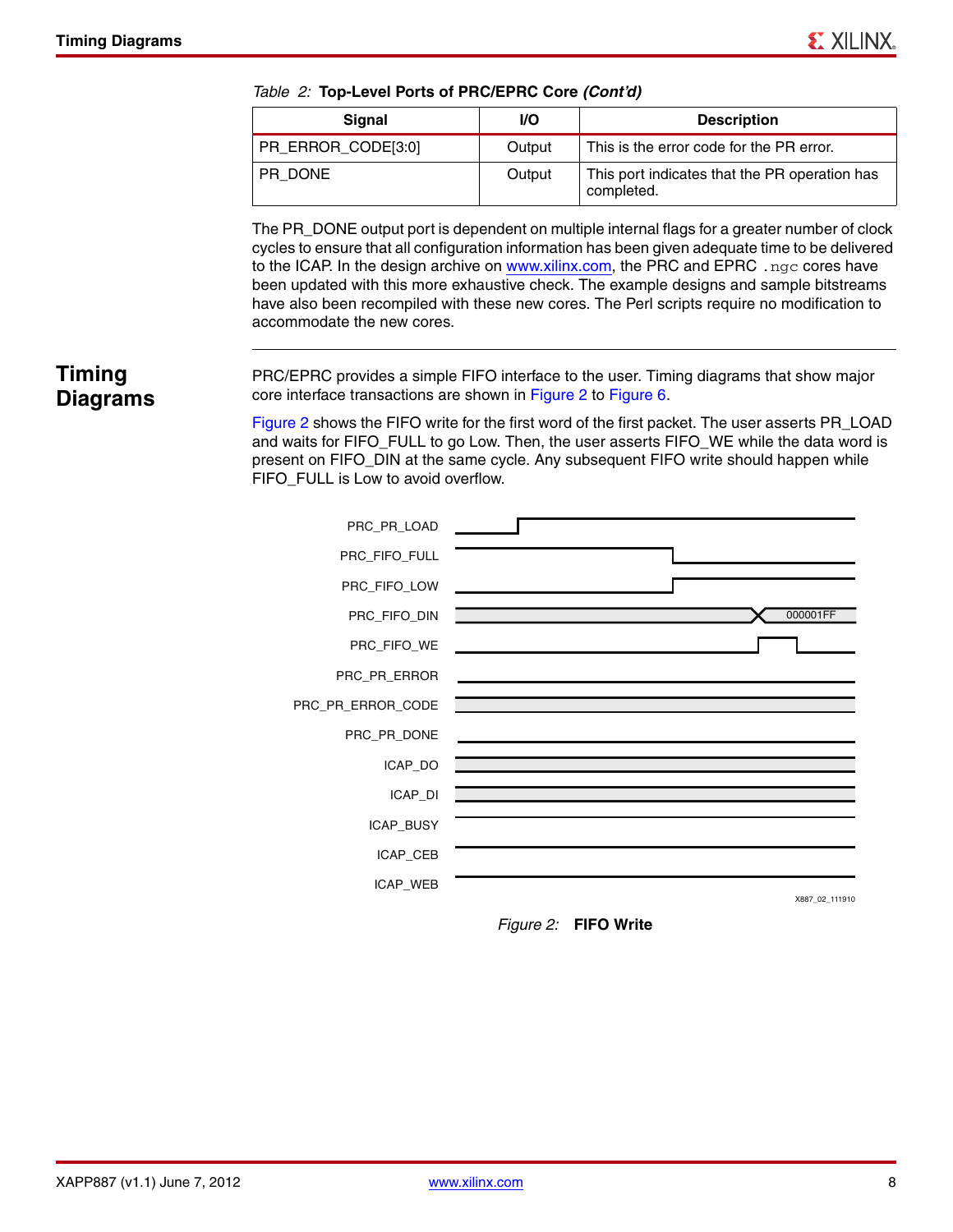*Table 2:* **Top-Level Ports of PRC/EPRC Core *(Cont'd)***

| Signal | I/O | Description |
|---|---|---|
| PR_ERROR_CODE[3:0] | Output | This is the error code for the PR error. |
| PR_DONE | Output | This port indicates that the PR operation has completed. |

The PR_DONE output port is dependent on multiple internal flags for a greater number of clock cycles to ensure that all configuration information has been given adequate time to be delivered to the ICAP. In the design archive on www.xilinx.com, the PRC and EPRC `.ngc` cores have been updated with this more exhaustive check. The example designs and sample bitstreams have also been recompiled with these new cores. The Perl scripts require no modification to accommodate the new cores.

## Timing Diagrams

PRC/EPRC provides a simple FIFO interface to the user. Timing diagrams that show major core interface transactions are shown in Figure 2 to Figure 6.

Figure 2 shows the FIFO write for the first word of the first packet. The user asserts PR_LOAD and waits for FIFO_FULL to go Low. Then, the user asserts FIFO_WE while the data word is present on FIFO_DIN at the same cycle. Any subsequent FIFO write should happen while FIFO_FULL is Low to avoid overflow.

PRC_PR_LOAD
PRC_FIFO_FULL
PRC_FIFO_LOW
PRC_FIFO_DIN 000001FF
PRC_FIFO_WE
PRC_PR_ERROR
PRC_PR_ERROR_CODE
PRC_PR_DONE
ICAP_DO
ICAP_DI
ICAP_BUSY
ICAP_CEB
ICAP_WEB

X887_02_111910

*Figure 2:* **FIFO Write**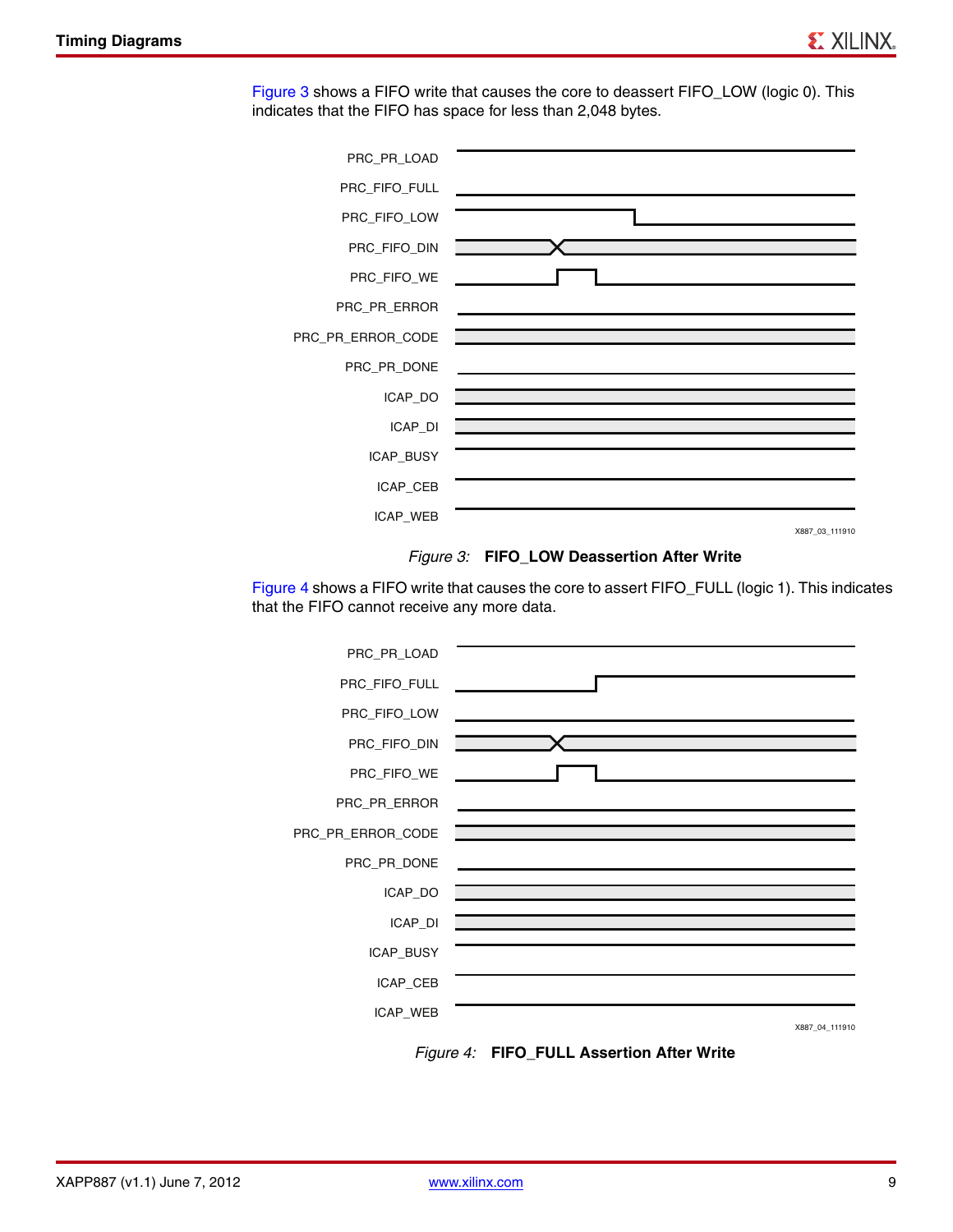Figure 3 shows a FIFO write that causes the core to deassert FIFO_LOW (logic 0). This indicates that the FIFO has space for less than 2,048 bytes.

PRC_PR_LOAD
PRC_FIFO_FULL
PRC_FIFO_LOW
PRC_FIFO_DIN
PRC_FIFO_WE
PRC_PR_ERROR
PRC_PR_ERROR_CODE
PRC_PR_DONE
ICAP_DO
ICAP_DI
ICAP_BUSY
ICAP_CEB
ICAP_WEB

X887_03_111910

*Figure 3:* **FIFO_LOW Deassertion After Write**

Figure 4 shows a FIFO write that causes the core to assert FIFO_FULL (logic 1). This indicates that the FIFO cannot receive any more data.

PRC_PR_LOAD
PRC_FIFO_FULL
PRC_FIFO_LOW
PRC_FIFO_DIN
PRC_FIFO_WE
PRC_PR_ERROR
PRC_PR_ERROR_CODE
PRC_PR_DONE
ICAP_DO
ICAP_DI
ICAP_BUSY
ICAP_CEB
ICAP_WEB

X887_04_111910

*Figure 4:* **FIFO_FULL Assertion After Write**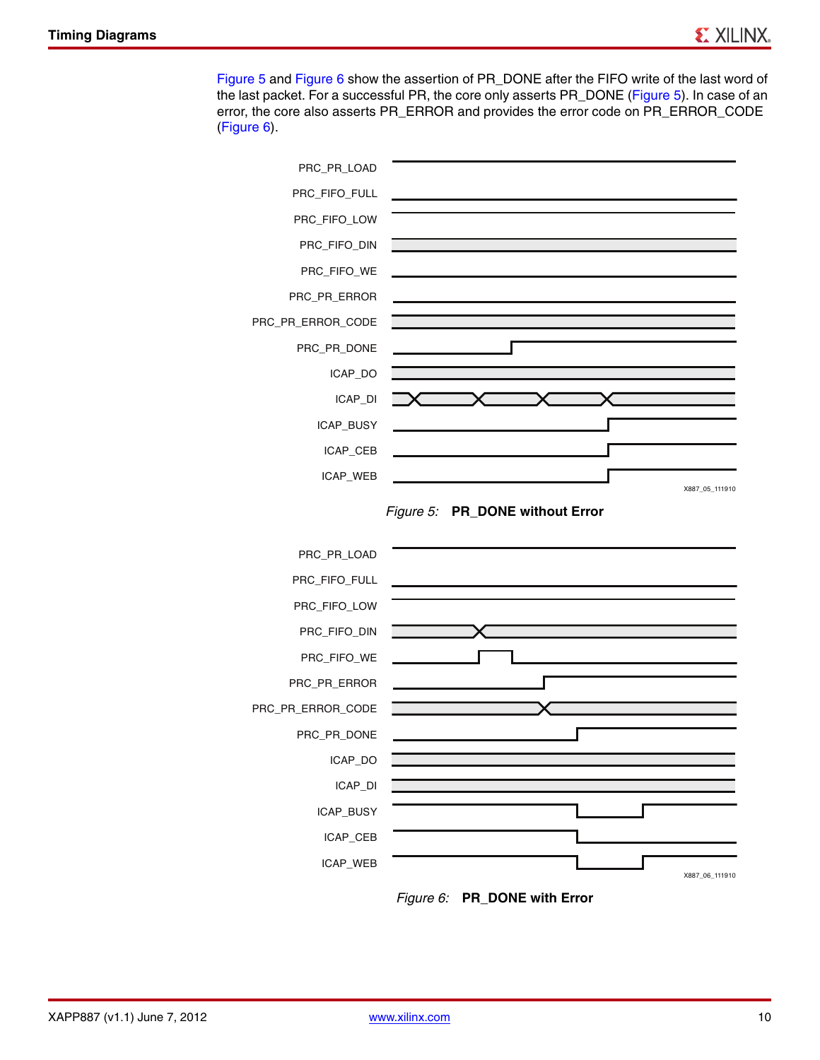Figure 5 and Figure 6 show the assertion of PR_DONE after the FIFO write of the last word of the last packet. For a successful PR, the core only asserts PR_DONE (Figure 5). In case of an error, the core also asserts PR_ERROR and provides the error code on PR_ERROR_CODE (Figure 6).

*Figure 5:* **PR_DONE without Error**

*Figure 6:* **PR_DONE with Error**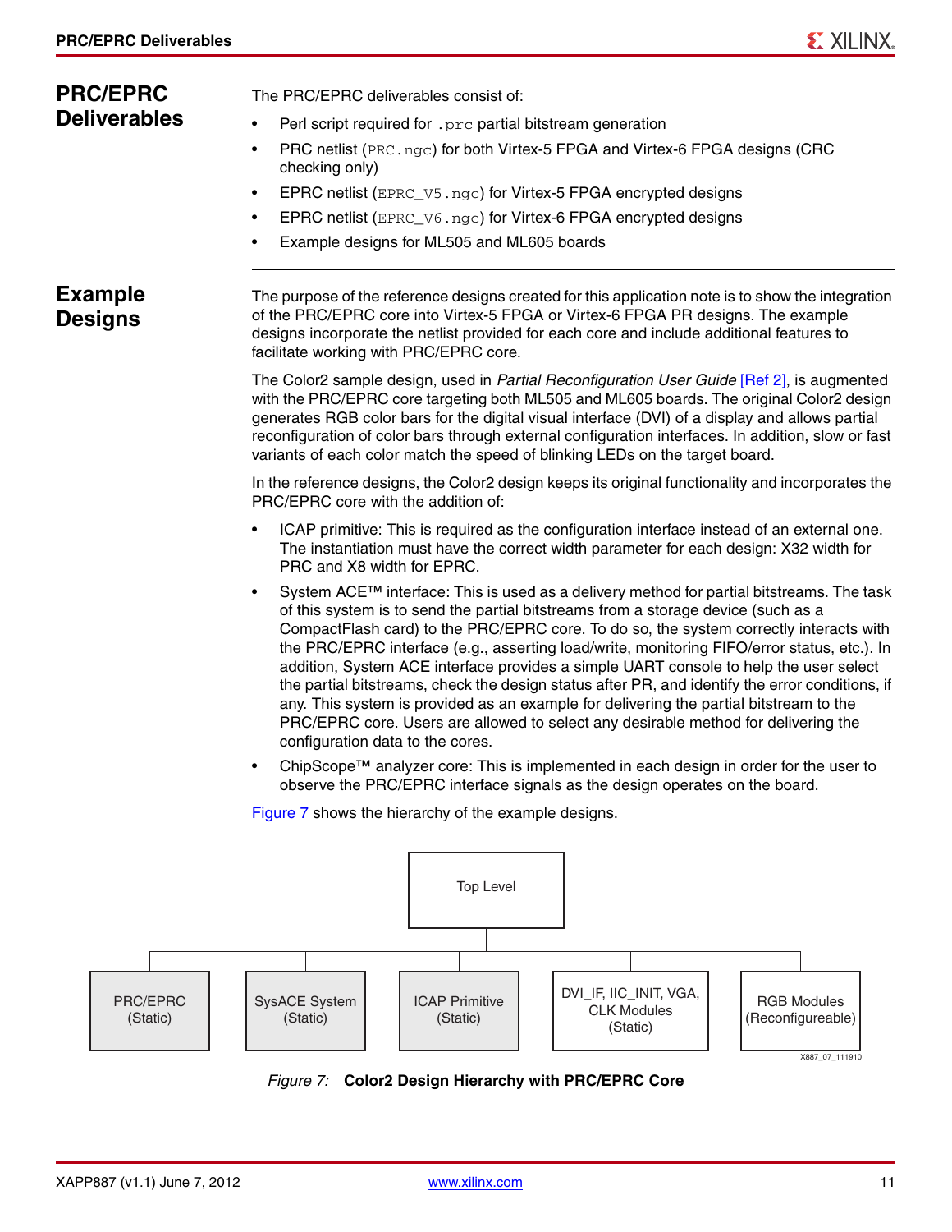## PRC/EPRC Deliverables

The PRC/EPRC deliverables consist of:

- Perl script required for `.prc` partial bitstream generation
- PRC netlist (`PRC.ngc`) for both Virtex-5 FPGA and Virtex-6 FPGA designs (CRC checking only)
- EPRC netlist (`EPRC_V5.ngc`) for Virtex-5 FPGA encrypted designs
- EPRC netlist (`EPRC_V6.ngc`) for Virtex-6 FPGA encrypted designs
- Example designs for ML505 and ML605 boards

## Example Designs

The purpose of the reference designs created for this application note is to show the integration of the PRC/EPRC core into Virtex-5 FPGA or Virtex-6 FPGA PR designs. The example designs incorporate the netlist provided for each core and include additional features to facilitate working with PRC/EPRC core.

The Color2 sample design, used in *Partial Reconfiguration User Guide* [Ref 2], is augmented with the PRC/EPRC core targeting both ML505 and ML605 boards. The original Color2 design generates RGB color bars for the digital visual interface (DVI) of a display and allows partial reconfiguration of color bars through external configuration interfaces. In addition, slow or fast variants of each color match the speed of blinking LEDs on the target board.

In the reference designs, the Color2 design keeps its original functionality and incorporates the PRC/EPRC core with the addition of:

- ICAP primitive: This is required as the configuration interface instead of an external one. The instantiation must have the correct width parameter for each design: X32 width for PRC and X8 width for EPRC.
- System ACE™ interface: This is used as a delivery method for partial bitstreams. The task of this system is to send the partial bitstreams from a storage device (such as a CompactFlash card) to the PRC/EPRC core. To do so, the system correctly interacts with the PRC/EPRC interface (e.g., asserting load/write, monitoring FIFO/error status, etc.). In addition, System ACE interface provides a simple UART console to help the user select the partial bitstreams, check the design status after PR, and identify the error conditions, if any. This system is provided as an example for delivering the partial bitstream to the PRC/EPRC core. Users are allowed to select any desirable method for delivering the configuration data to the cores.
- ChipScope™ analyzer core: This is implemented in each design in order for the user to observe the PRC/EPRC interface signals as the design operates on the board.

Figure 7 shows the hierarchy of the example designs.

Top Level
- PRC/EPRC (Static)
- SysACE System (Static)
- ICAP Primitive (Static)
- DVI_IF, IIC_INIT, VGA, CLK Modules (Static)
- RGB Modules (Reconfigureable)

X887_07_111910

*Figure 7:* **Color2 Design Hierarchy with PRC/EPRC Core**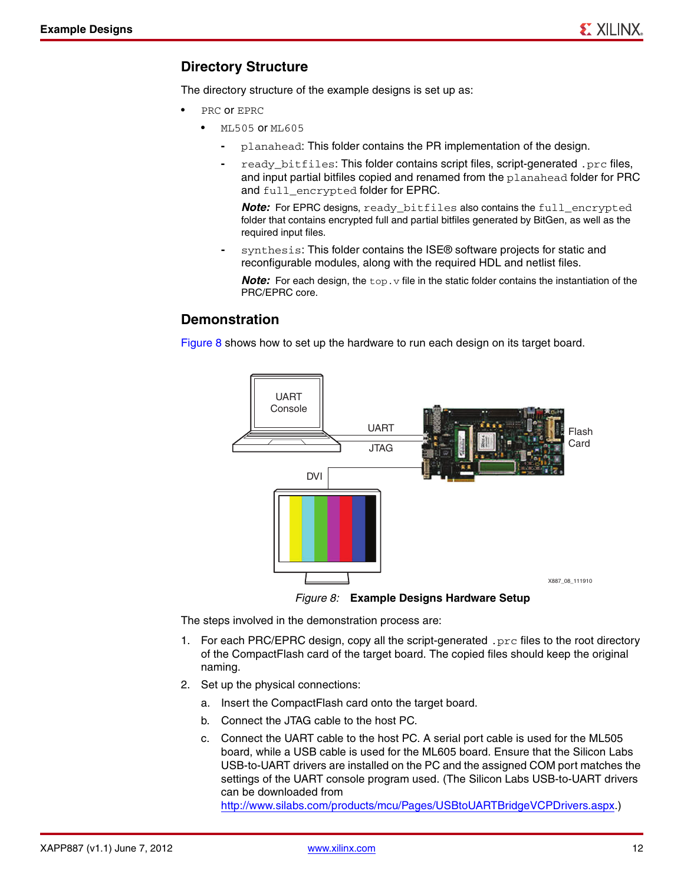## Directory Structure

The directory structure of the example designs is set up as:

- `PRC` or `EPRC`
  - `ML505` or `ML605`
    - `planahead`: This folder contains the PR implementation of the design.
    - `ready_bitfiles`: This folder contains script files, script-generated `.prc` files, and input partial bitfiles copied and renamed from the `planahead` folder for PRC and `full_encrypted` folder for EPRC.

      ***Note:*** For EPRC designs, `ready_bitfiles` also contains the `full_encrypted` folder that contains encrypted full and partial bitfiles generated by BitGen, as well as the required input files.
    - `synthesis`: This folder contains the ISE® software projects for static and reconfigurable modules, along with the required HDL and netlist files.

      ***Note:*** For each design, the `top.v` file in the static folder contains the instantiation of the PRC/EPRC core.

## Demonstration

Figure 8 shows how to set up the hardware to run each design on its target board.

UART Console | UART | JTAG | DVI | Flash Card

X887_08_111910

*Figure 8:* **Example Designs Hardware Setup**

The steps involved in the demonstration process are:

1. For each PRC/EPRC design, copy all the script-generated `.prc` files to the root directory of the CompactFlash card of the target board. The copied files should keep the original naming.
2. Set up the physical connections:
   a. Insert the CompactFlash card onto the target board.
   b. Connect the JTAG cable to the host PC.
   c. Connect the UART cable to the host PC. A serial port cable is used for the ML505 board, while a USB cable is used for the ML605 board. Ensure that the Silicon Labs USB-to-UART drivers are installed on the PC and the assigned COM port matches the settings of the UART console program used. (The Silicon Labs USB-to-UART drivers can be downloaded from http://www.silabs.com/products/mcu/Pages/USBtoUARTBridgeVCPDrivers.aspx.)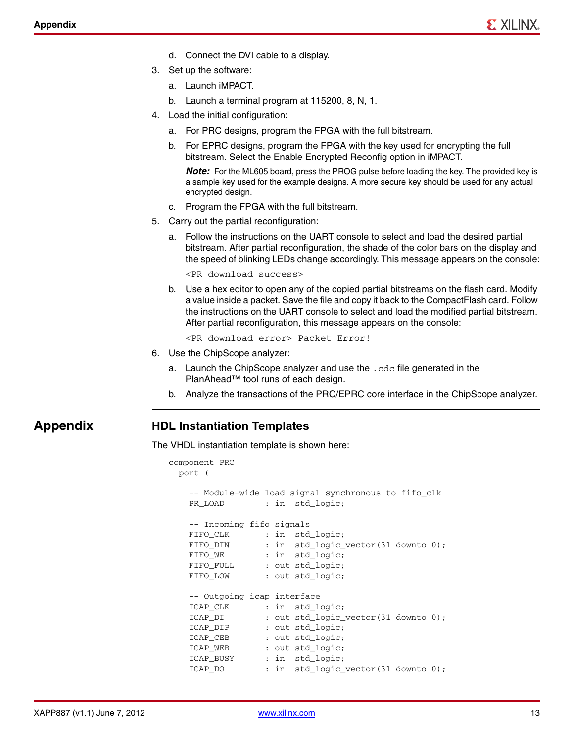d. Connect the DVI cable to a display.

3. Set up the software:

   a. Launch iMPACT.

   b. Launch a terminal program at 115200, 8, N, 1.

4. Load the initial configuration:

   a. For PRC designs, program the FPGA with the full bitstream.

   b. For EPRC designs, program the FPGA with the key used for encrypting the full bitstream. Select the Enable Encrypted Reconfig option in iMPACT.

      ***Note:*** For the ML605 board, press the PROG pulse before loading the key. The provided key is a sample key used for the example designs. A more secure key should be used for any actual encrypted design.

   c. Program the FPGA with the full bitstream.

5. Carry out the partial reconfiguration:

   a. Follow the instructions on the UART console to select and load the desired partial bitstream. After partial reconfiguration, the shade of the color bars on the display and the speed of blinking LEDs change accordingly. This message appears on the console:

      `<PR download success>`

   b. Use a hex editor to open any of the copied partial bitstreams on the flash card. Modify a value inside a packet. Save the file and copy it back to the CompactFlash card. Follow the instructions on the UART console to select and load the modified partial bitstream. After partial reconfiguration, this message appears on the console:

      `<PR download error> Packet Error!`

6. Use the ChipScope analyzer:

   a. Launch the ChipScope analyzer and use the `.cdc` file generated in the PlanAhead™ tool runs of each design.

   b. Analyze the transactions of the PRC/EPRC core interface in the ChipScope analyzer.

# Appendix

## HDL Instantiation Templates

The VHDL instantiation template is shown here:

```
component PRC
  port (

    -- Module-wide load signal synchronous to fifo_clk
    PR_LOAD        : in  std_logic;

    -- Incoming fifo signals
    FIFO_CLK       : in  std_logic;
    FIFO_DIN       : in  std_logic_vector(31 downto 0);
    FIFO_WE        : in  std_logic;
    FIFO_FULL      : out std_logic;
    FIFO_LOW       : out std_logic;

    -- Outgoing icap interface
    ICAP_CLK       : in  std_logic;
    ICAP_DI        : out std_logic_vector(31 downto 0);
    ICAP_DIP       : out std_logic;
    ICAP_CEB       : out std_logic;
    ICAP_WEB       : out std_logic;
    ICAP_BUSY      : in  std_logic;
    ICAP_DO        : in  std_logic_vector(31 downto 0);
```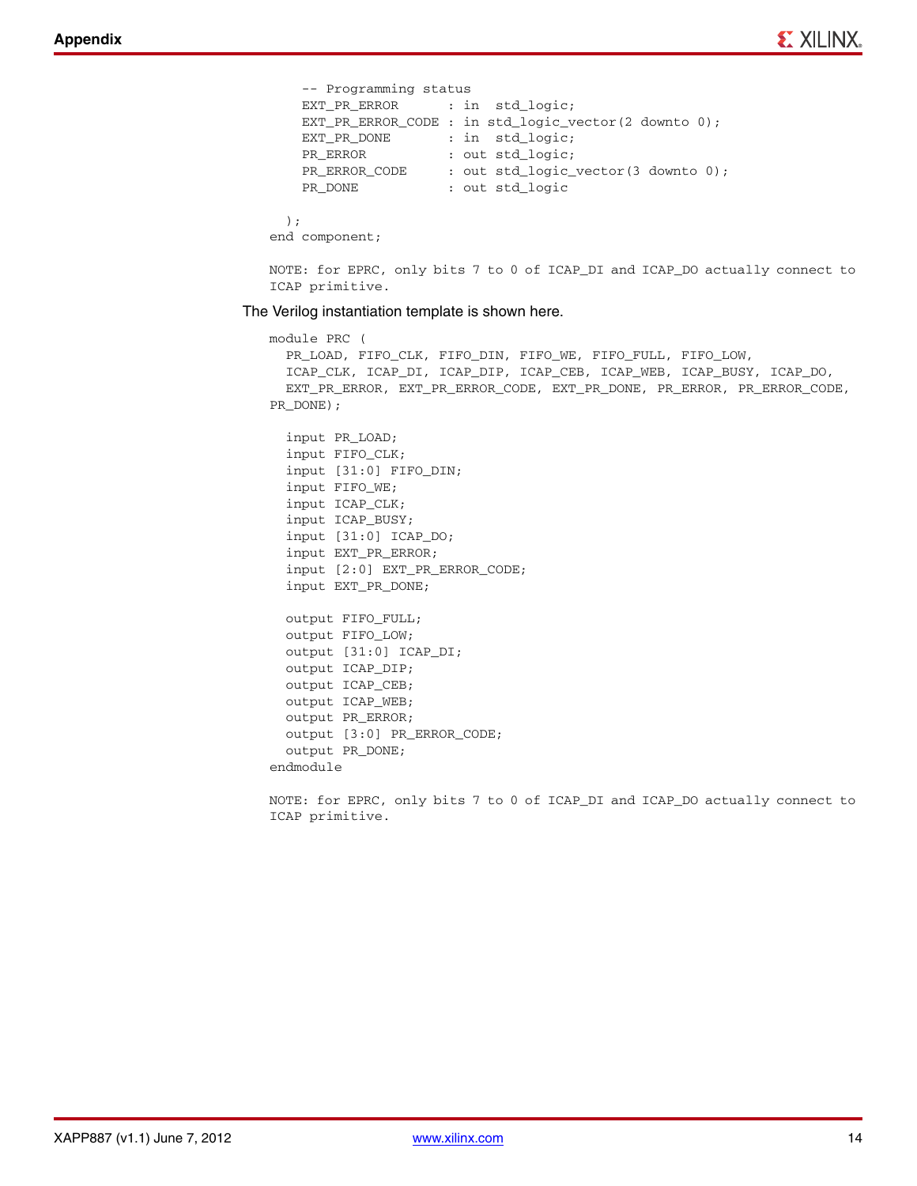```
    -- Programming status
    EXT_PR_ERROR      : in  std_logic;
    EXT_PR_ERROR_CODE : in std_logic_vector(2 downto 0);
    EXT_PR_DONE       : in  std_logic;
    PR_ERROR          : out std_logic;
    PR_ERROR_CODE     : out std_logic_vector(3 downto 0);
    PR_DONE           : out std_logic

  );
end component;

NOTE: for EPRC, only bits 7 to 0 of ICAP_DI and ICAP_DO actually connect to
ICAP primitive.
```

The Verilog instantiation template is shown here.

```
module PRC (
  PR_LOAD, FIFO_CLK, FIFO_DIN, FIFO_WE, FIFO_FULL, FIFO_LOW,
  ICAP_CLK, ICAP_DI, ICAP_DIP, ICAP_CEB, ICAP_WEB, ICAP_BUSY, ICAP_DO,
  EXT_PR_ERROR, EXT_PR_ERROR_CODE, EXT_PR_DONE, PR_ERROR, PR_ERROR_CODE,
PR_DONE);

  input PR_LOAD;
  input FIFO_CLK;
  input [31:0] FIFO_DIN;
  input FIFO_WE;
  input ICAP_CLK;
  input ICAP_BUSY;
  input [31:0] ICAP_DO;
  input EXT_PR_ERROR;
  input [2:0] EXT_PR_ERROR_CODE;
  input EXT_PR_DONE;

  output FIFO_FULL;
  output FIFO_LOW;
  output [31:0] ICAP_DI;
  output ICAP_DIP;
  output ICAP_CEB;
  output ICAP_WEB;
  output PR_ERROR;
  output [3:0] PR_ERROR_CODE;
  output PR_DONE;
endmodule

NOTE: for EPRC, only bits 7 to 0 of ICAP_DI and ICAP_DO actually connect to
ICAP primitive.
```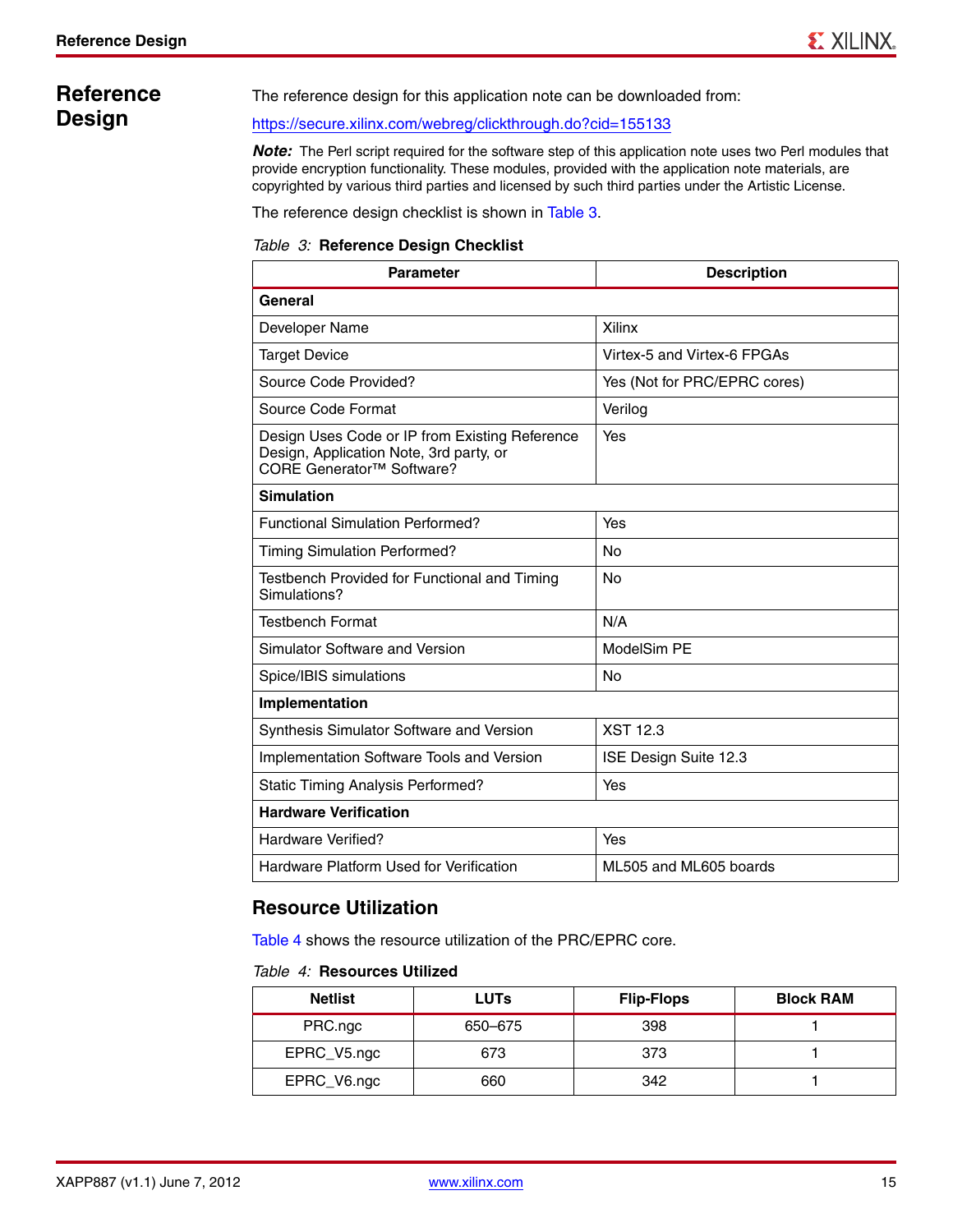# Reference Design

The reference design for this application note can be downloaded from:

https://secure.xilinx.com/webreg/clickthrough.do?cid=155133

***Note:*** The Perl script required for the software step of this application note uses two Perl modules that provide encryption functionality. These modules, provided with the application note materials, are copyrighted by various third parties and licensed by such third parties under the Artistic License.

The reference design checklist is shown in Table 3.

*Table 3:* **Reference Design Checklist**

| Parameter | Description |
|---|---|
| **General** | |
| Developer Name | Xilinx |
| Target Device | Virtex-5 and Virtex-6 FPGAs |
| Source Code Provided? | Yes (Not for PRC/EPRC cores) |
| Source Code Format | Verilog |
| Design Uses Code or IP from Existing Reference Design, Application Note, 3rd party, or CORE Generator™ Software? | Yes |
| **Simulation** | |
| Functional Simulation Performed? | Yes |
| Timing Simulation Performed? | No |
| Testbench Provided for Functional and Timing Simulations? | No |
| Testbench Format | N/A |
| Simulator Software and Version | ModelSim PE |
| Spice/IBIS simulations | No |
| **Implementation** | |
| Synthesis Simulator Software and Version | XST 12.3 |
| Implementation Software Tools and Version | ISE Design Suite 12.3 |
| Static Timing Analysis Performed? | Yes |
| **Hardware Verification** | |
| Hardware Verified? | Yes |
| Hardware Platform Used for Verification | ML505 and ML605 boards |

## Resource Utilization

Table 4 shows the resource utilization of the PRC/EPRC core.

*Table 4:* **Resources Utilized**

| Netlist | LUTs | Flip-Flops | Block RAM |
|---|---|---|---|
| PRC.ngc | 650–675 | 398 | 1 |
| EPRC_V5.ngc | 673 | 373 | 1 |
| EPRC_V6.ngc | 660 | 342 | 1 |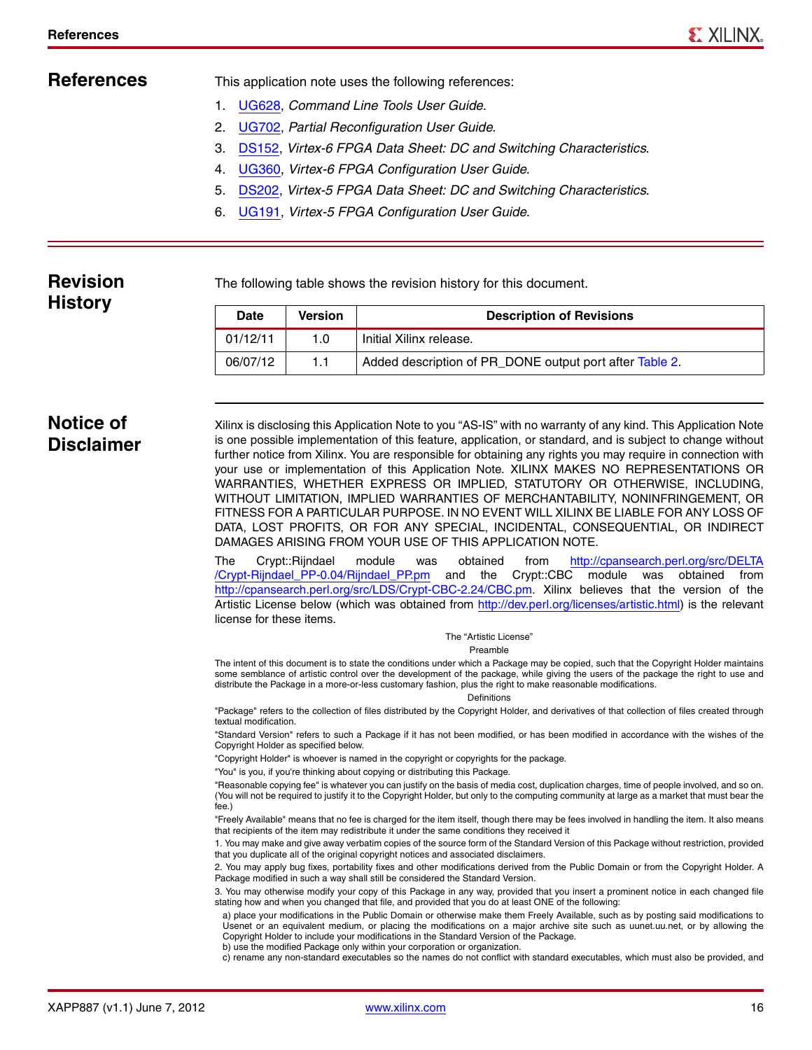## References

This application note uses the following references:

1. UG628, *Command Line Tools User Guide*.
2. UG702, *Partial Reconfiguration User Guide*.
3. DS152, *Virtex-6 FPGA Data Sheet: DC and Switching Characteristics*.
4. UG360, *Virtex-6 FPGA Configuration User Guide*.
5. DS202, *Virtex-5 FPGA Data Sheet: DC and Switching Characteristics*.
6. UG191, *Virtex-5 FPGA Configuration User Guide*.

## Revision History

The following table shows the revision history for this document.

| Date | Version | Description of Revisions |
|---|---|---|
| 01/12/11 | 1.0 | Initial Xilinx release. |
| 06/07/12 | 1.1 | Added description of PR_DONE output port after Table 2. |

## Notice of Disclaimer

Xilinx is disclosing this Application Note to you "AS-IS" with no warranty of any kind. This Application Note is one possible implementation of this feature, application, or standard, and is subject to change without further notice from Xilinx. You are responsible for obtaining any rights you may require in connection with your use or implementation of this Application Note. XILINX MAKES NO REPRESENTATIONS OR WARRANTIES, WHETHER EXPRESS OR IMPLIED, STATUTORY OR OTHERWISE, INCLUDING, WITHOUT LIMITATION, IMPLIED WARRANTIES OF MERCHANTABILITY, NONINFRINGEMENT, OR FITNESS FOR A PARTICULAR PURPOSE. IN NO EVENT WILL XILINX BE LIABLE FOR ANY LOSS OF DATA, LOST PROFITS, OR FOR ANY SPECIAL, INCIDENTAL, CONSEQUENTIAL, OR INDIRECT DAMAGES ARISING FROM YOUR USE OF THIS APPLICATION NOTE.

The Crypt::Rijndael module was obtained from http://cpansearch.perl.org/src/DELTA/Crypt-Rijndael_PP-0.04/Rijndael_PP.pm and the Crypt::CBC module was obtained from http://cpansearch.perl.org/src/LDS/Crypt-CBC-2.24/CBC.pm. Xilinx believes that the version of the Artistic License below (which was obtained from http://dev.perl.org/licenses/artistic.html) is the relevant license for these items.

The "Artistic License"

Preamble

The intent of this document is to state the conditions under which a Package may be copied, such that the Copyright Holder maintains some semblance of artistic control over the development of the package, while giving the users of the package the right to use and distribute the Package in a more-or-less customary fashion, plus the right to make reasonable modifications.

Definitions

"Package" refers to the collection of files distributed by the Copyright Holder, and derivatives of that collection of files created through textual modification.

"Standard Version" refers to such a Package if it has not been modified, or has been modified in accordance with the wishes of the Copyright Holder as specified below.

"Copyright Holder" is whoever is named in the copyright or copyrights for the package.

"You" is you, if you're thinking about copying or distributing this Package.

"Reasonable copying fee" is whatever you can justify on the basis of media cost, duplication charges, time of people involved, and so on. (You will not be required to justify it to the Copyright Holder, but only to the computing community at large as a market that must bear the fee.)

"Freely Available" means that no fee is charged for the item itself, though there may be fees involved in handling the item. It also means that recipients of the item may redistribute it under the same conditions they received it

1. You may make and give away verbatim copies of the source form of the Standard Version of this Package without restriction, provided that you duplicate all of the original copyright notices and associated disclaimers.

2. You may apply bug fixes, portability fixes and other modifications derived from the Public Domain or from the Copyright Holder. A Package modified in such a way shall still be considered the Standard Version.

3. You may otherwise modify your copy of this Package in any way, provided that you insert a prominent notice in each changed file stating how and when you changed that file, and provided that you do at least ONE of the following:

a) place your modifications in the Public Domain or otherwise make them Freely Available, such as by posting said modifications to Usenet or an equivalent medium, or placing the modifications on a major archive site such as uunet.uu.net, or by allowing the Copyright Holder to include your modifications in the Standard Version of the Package.

b) use the modified Package only within your corporation or organization.

c) rename any non-standard executables so the names do not conflict with standard executables, which must also be provided, and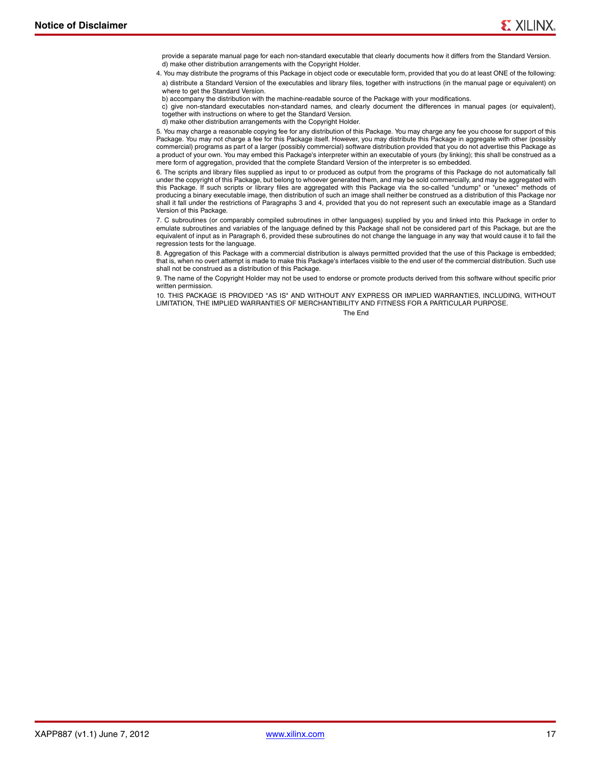provide a separate manual page for each non-standard executable that clearly documents how it differs from the Standard Version.

d) make other distribution arrangements with the Copyright Holder.

4. You may distribute the programs of this Package in object code or executable form, provided that you do at least ONE of the following:

a) distribute a Standard Version of the executables and library files, together with instructions (in the manual page or equivalent) on where to get the Standard Version.

b) accompany the distribution with the machine-readable source of the Package with your modifications.

c) give non-standard executables non-standard names, and clearly document the differences in manual pages (or equivalent), together with instructions on where to get the Standard Version.

d) make other distribution arrangements with the Copyright Holder.

5. You may charge a reasonable copying fee for any distribution of this Package. You may charge any fee you choose for support of this Package. You may not charge a fee for this Package itself. However, you may distribute this Package in aggregate with other (possibly commercial) programs as part of a larger (possibly commercial) software distribution provided that you do not advertise this Package as a product of your own. You may embed this Package's interpreter within an executable of yours (by linking); this shall be construed as a mere form of aggregation, provided that the complete Standard Version of the interpreter is so embedded.

6. The scripts and library files supplied as input to or produced as output from the programs of this Package do not automatically fall under the copyright of this Package, but belong to whoever generated them, and may be sold commercially, and may be aggregated with this Package. If such scripts or library files are aggregated with this Package via the so-called "undump" or "unexec" methods of producing a binary executable image, then distribution of such an image shall neither be construed as a distribution of this Package nor shall it fall under the restrictions of Paragraphs 3 and 4, provided that you do not represent such an executable image as a Standard Version of this Package.

7. C subroutines (or comparably compiled subroutines in other languages) supplied by you and linked into this Package in order to emulate subroutines and variables of the language defined by this Package shall not be considered part of this Package, but are the equivalent of input as in Paragraph 6, provided these subroutines do not change the language in any way that would cause it to fail the regression tests for the language.

8. Aggregation of this Package with a commercial distribution is always permitted provided that the use of this Package is embedded; that is, when no overt attempt is made to make this Package's interfaces visible to the end user of the commercial distribution. Such use shall not be construed as a distribution of this Package.

9. The name of the Copyright Holder may not be used to endorse or promote products derived from this software without specific prior written permission.

10. THIS PACKAGE IS PROVIDED "AS IS" AND WITHOUT ANY EXPRESS OR IMPLIED WARRANTIES, INCLUDING, WITHOUT LIMITATION, THE IMPLIED WARRANTIES OF MERCHANTIBILITY AND FITNESS FOR A PARTICULAR PURPOSE.

The End